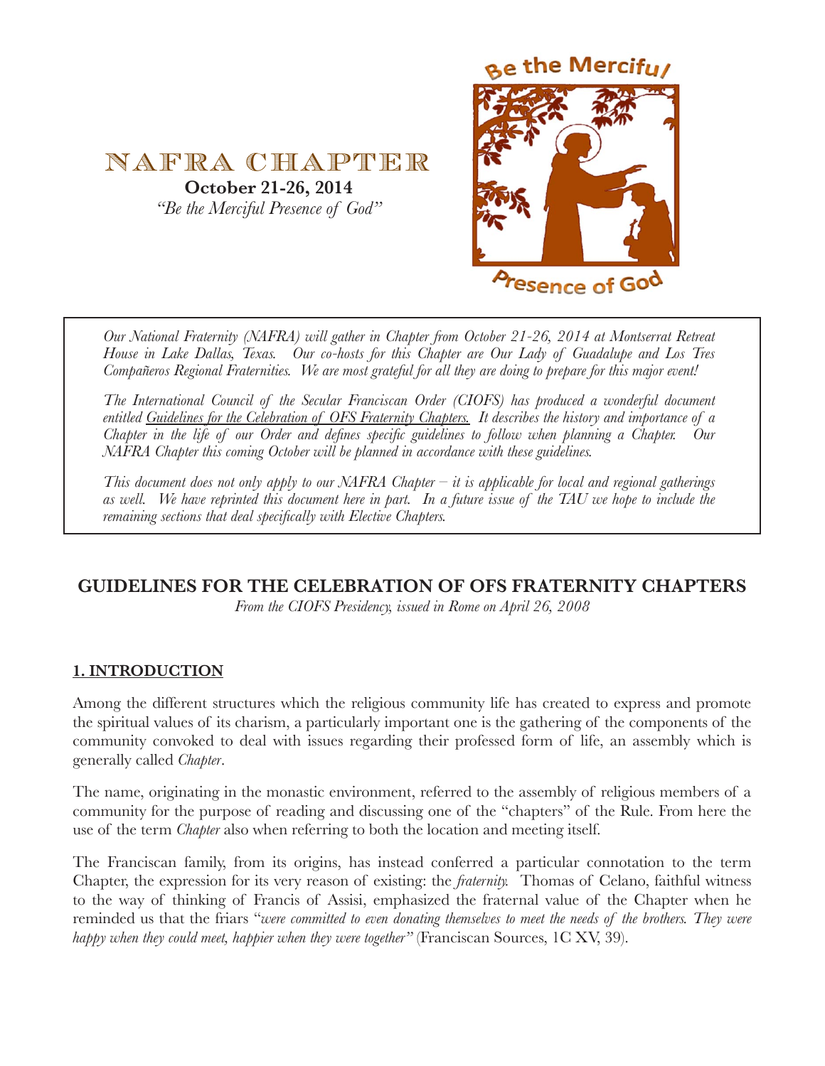# NAFRA CHAPTER

**October 21-26, 2014**

*"Be the Merciful Presence of God"*

Be the Merciful Presence of God

*Our National Fraternity (NAFRA) will gather in Chapter from October 21-26, 2014 at Montserrat Retreat House in Lake Dallas, Texas. Our co-hosts for this Chapter are Our Lady of Guadalupe and Los Tres Compañeros Regional Fraternities. We are most grateful for all they are doing to prepare for this major event!*

*The International Council of the Secular Franciscan Order (CIOFS) has produced a wonderful document entitled Guidelines for the Celebration of OFS Fraternity Chapters. It describes the history and importance of a Chapter in the life of our Order and defines specific guidelines to follow when planning a Chapter. Our NAFRA Chapter this coming October will be planned in accordance with these guidelines.*

*This document does not only apply to our NAFRA Chapter – it is applicable for local and regional gatherings as well. We have reprinted this document here in part. In a future issue of the TAU we hope to include the remaining sections that deal specifically with Elective Chapters.*

## GUIDELINES FOR THE CELEBRATION OF OFS FRATERNITY CHAPTERS

*From the CIOFS Presidency, issued in Rome on April 26, 2008*

### 1. INTRODUCTION

Among the different structures which the religious community life has created to express and promote the spiritual values of its charism, a particularly important one is the gathering of the components of the community convoked to deal with issues regarding their professed form of life, an assembly which is generally called *Chapter*.

The name, originating in the monastic environment, referred to the assembly of religious members of a community for the purpose of reading and discussing one of the "chapters" of the Rule. From here the use of the term *Chapter* also when referring to both the location and meeting itself.

The Franciscan family, from its origins, has instead conferred a particular connotation to the term Chapter, the expression for its very reason of existing: the *fraternity.* Thomas of Celano, faithful witness to the way of thinking of Francis of Assisi, emphasized the fraternal value of the Chapter when he reminded us that the friars "*were committed to even donating themselves to meet the needs of the brothers. They were happy when they could meet, happier when they were together"* (Franciscan Sources, 1C XV, 39).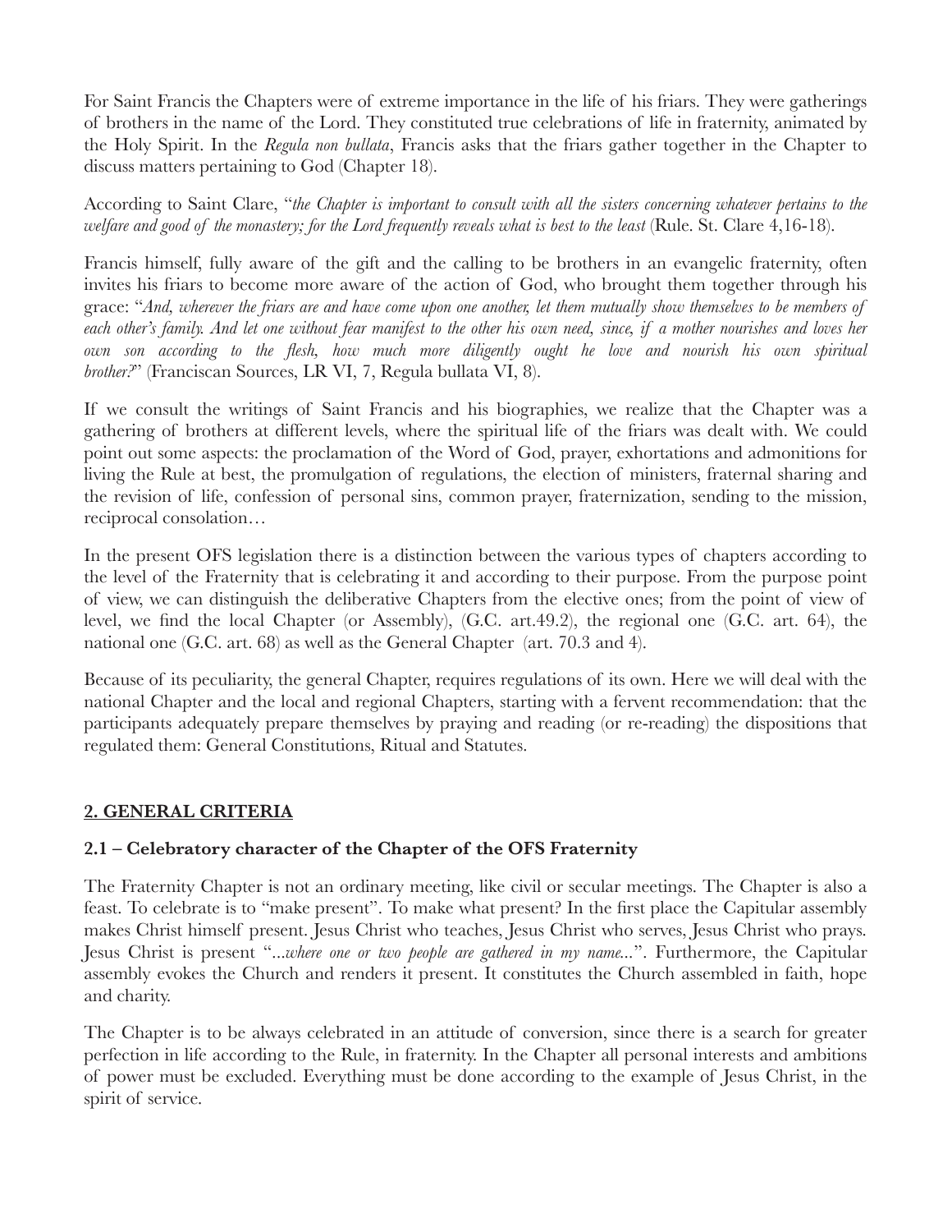For Saint Francis the Chapters were of extreme importance in the life of his friars. They were gatherings of brothers in the name of the Lord. They constituted true celebrations of life in fraternity, animated by the Holy Spirit. In the *Regula non bullata*, Francis asks that the friars gather together in the Chapter to discuss matters pertaining to God (Chapter 18).

According to Saint Clare, "*the Chapter is important to consult with all the sisters concerning whatever pertains to the welfare and good of the monastery; for the Lord frequently reveals what is best to the least* (Rule. St. Clare 4,16-18).

Francis himself, fully aware of the gift and the calling to be brothers in an evangelic fraternity, often invites his friars to become more aware of the action of God, who brought them together through his grace: "*And, wherever the friars are and have come upon one another, let them mutually show themselves to be members of each other's family. And let one without fear manifest to the other his own need, since, if a mother nourishes and loves her own son according to the flesh, how much more diligently ought he love and nourish his own spiritual brother?*" (Franciscan Sources, LR VI, 7, Regula bullata VI, 8).

If we consult the writings of Saint Francis and his biographies, we realize that the Chapter was a gathering of brothers at different levels, where the spiritual life of the friars was dealt with. We could point out some aspects: the proclamation of the Word of God, prayer, exhortations and admonitions for living the Rule at best, the promulgation of regulations, the election of ministers, fraternal sharing and the revision of life, confession of personal sins, common prayer, fraternization, sending to the mission, reciprocal consolation…

In the present OFS legislation there is a distinction between the various types of chapters according to the level of the Fraternity that is celebrating it and according to their purpose. From the purpose point of view, we can distinguish the deliberative Chapters from the elective ones; from the point of view of level, we find the local Chapter (or Assembly), (G.C. art.49.2), the regional one (G.C. art. 64), the national one (G.C. art. 68) as well as the General Chapter (art. 70.3 and 4).

Because of its peculiarity, the general Chapter, requires regulations of its own. Here we will deal with the national Chapter and the local and regional Chapters, starting with a fervent recommendation: that the participants adequately prepare themselves by praying and reading (or re-reading) the dispositions that regulated them: General Constitutions, Ritual and Statutes.

## 2. GENERAL CRITERIA

### 2.1 – Celebratory character of the Chapter of the OFS Fraternity

The Fraternity Chapter is not an ordinary meeting, like civil or secular meetings. The Chapter is also a feast. To celebrate is to "make present". To make what present? In the first place the Capitular assembly makes Christ himself present. Jesus Christ who teaches, Jesus Christ who serves, Jesus Christ who prays. Jesus Christ is present "*...where one or two people are gathered in my name...*". Furthermore, the Capitular assembly evokes the Church and renders it present. It constitutes the Church assembled in faith, hope and charity.

The Chapter is to be always celebrated in an attitude of conversion, since there is a search for greater perfection in life according to the Rule, in fraternity. In the Chapter all personal interests and ambitions of power must be excluded. Everything must be done according to the example of Jesus Christ, in the spirit of service.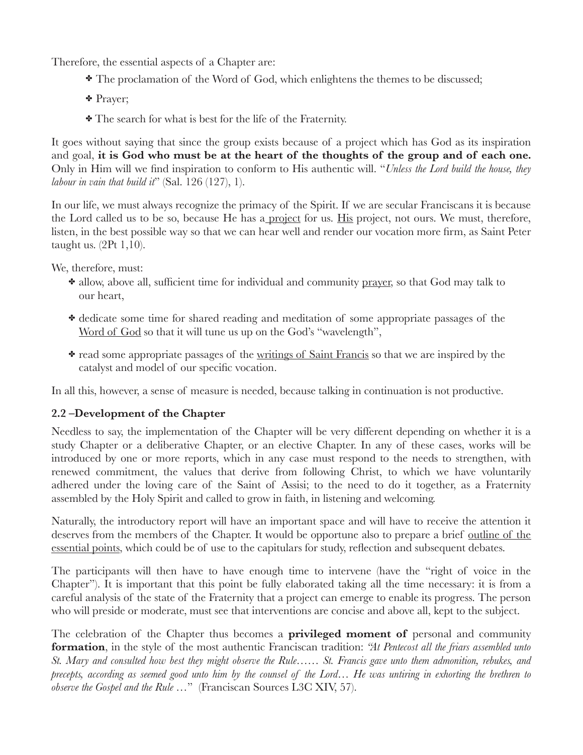Therefore, the essential aspects of a Chapter are:

- ✤ The proclamation of the Word of God, which enlightens the themes to be discussed;
- ✤ Prayer;
- ✤ The search for what is best for the life of the Fraternity.

It goes without saying that since the group exists because of a project which has God as its inspiration and goal, **it is God who must be at the heart of the thoughts of the group and of each one.** Only in Him will we find inspiration to conform to His authentic will. "*Unless the Lord build the house, they labour in vain that build it*" (Sal. 126 (127), 1).

In our life, we must always recognize the primacy of the Spirit. If we are secular Franciscans it is because the Lord called us to be so, because He has a project for us. His project, not ours. We must, therefore, listen, in the best possible way so that we can hear well and render our vocation more firm, as Saint Peter taught us. (2Pt 1,10).

We, therefore, must:

- ✤ allow, above all, sufficient time for individual and community prayer, so that God may talk to our heart,
- ✤ dedicate some time for shared reading and meditation of some appropriate passages of the Word of God so that it will tune us up on the God's "wavelength",
- ✤ read some appropriate passages of the writings of Saint Francis so that we are inspired by the catalyst and model of our specific vocation.

In all this, however, a sense of measure is needed, because talking in continuation is not productive.

### 2.2 –Development of the Chapter

Needless to say, the implementation of the Chapter will be very different depending on whether it is a study Chapter or a deliberative Chapter, or an elective Chapter. In any of these cases, works will be introduced by one or more reports, which in any case must respond to the needs to strengthen, with renewed commitment, the values that derive from following Christ, to which we have voluntarily adhered under the loving care of the Saint of Assisi; to the need to do it together, as a Fraternity assembled by the Holy Spirit and called to grow in faith, in listening and welcoming.

Naturally, the introductory report will have an important space and will have to receive the attention it deserves from the members of the Chapter. It would be opportune also to prepare a brief outline of the essential points, which could be of use to the capitulars for study, reflection and subsequent debates.

The participants will then have to have enough time to intervene (have the "right of voice in the Chapter"). It is important that this point be fully elaborated taking all the time necessary: it is from a careful analysis of the state of the Fraternity that a project can emerge to enable its progress. The person who will preside or moderate, must see that interventions are concise and above all, kept to the subject.

The celebration of the Chapter thus becomes a **privileged moment of** personal and community **formation**, in the style of the most authentic Franciscan tradition: "*At Pentecost all the friars assembled unto St. Mary and consulted how best they might observe the Rule…… St. Francis gave unto them admonition, rebukes, and precepts, according as seemed good unto him by the counsel of the Lord… He was untiring in exhorting the brethren to observe the Gospel and the Rule …*" (Franciscan Sources L3C XIV, 57).